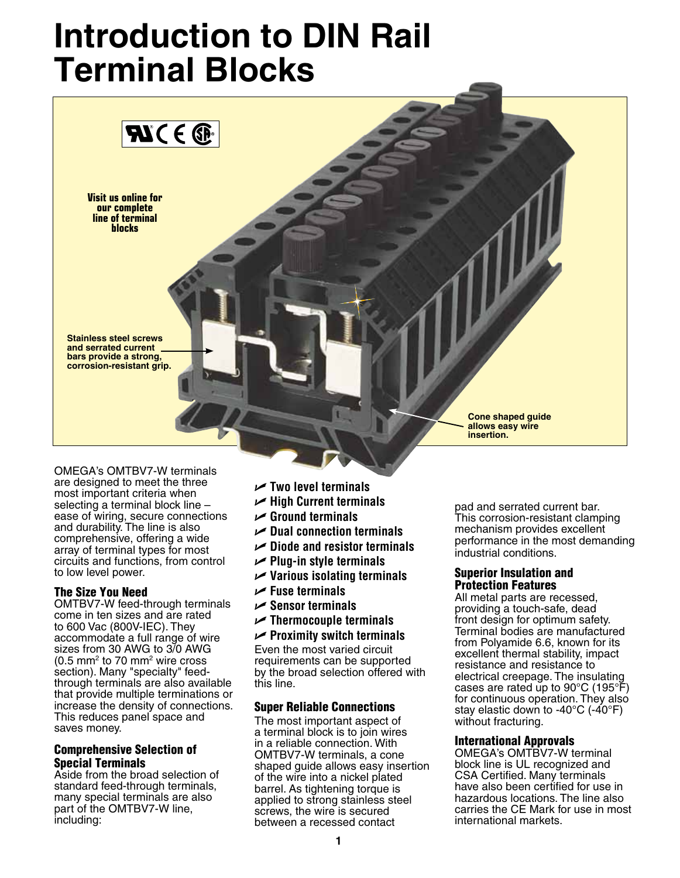# Introduction to DIN Rail Terminal Blocks

Visit us online for our complete line of terminal blocks

Stainless steel screws and serrated current bars provide a strong, corrosion-resistant grip.

Cone shaped guide allows easy wire insertion.

OMEGA's OMTBV7-W terminals are designed to meet the three most important criteria when selecting a terminal block line – ease of wiring, secure connections and durability. The line is also comprehensive, offering a wide array of terminal types for most circuits and functions, from control to low level power.

### The Size You Need

OMTBV7-W feed-through terminals come in ten sizes and are rated to 600 Vac (800V-IEC). They accommodate a full range of wire sizes from 30 AWG to 3/0 AWG (0.5 $mm^2$ to 70 $mm^2$ wire cross section). Many "specialty" feed-through terminals are also available that provide multiple terminations or increase the density of connections. This reduces panel space and saves money.

### Comprehensive Selection of Special Terminals

Aside from the broad selection of standard feed-through terminals, many special terminals are also part of the OMTBV7-W line, including:

- **Two level terminals**
- **High Current terminals**
- **Ground terminals**
- **Dual connection terminals**
- **Diode and resistor terminals**
- **Plug-in style terminals**
- **Various isolating terminals**
- **Fuse terminals**
- **Sensor terminals**
- **Thermocouple terminals**
- **Proximity switch terminals**

Even the most varied circuit requirements can be supported by the broad selection offered with this line.

### Super Reliable Connections

The most important aspect of a terminal block is to join wires in a reliable connection. With OMTBV7-W terminals, a cone shaped guide allows easy insertion of the wire into a nickel plated barrel. As tightening torque is applied to strong stainless steel screws, the wire is secured between a recessed contact pad and serrated current bar. This corrosion-resistant clamping mechanism provides excellent performance in the most demanding industrial conditions.

### Superior Insulation and Protection Features

All metal parts are recessed, providing a touch-safe, dead front design for optimum safety. Terminal bodies are manufactured from Polyamide 6.6, known for its excellent thermal stability, impact resistance and resistance to electrical creepage. The insulating cases are rated up to 90°C (195°F) for continuous operation. They also stay elastic down to -40°C (-40°F) without fracturing.

### International Approvals

OMEGA's OMTBV7-W terminal block line is UL recognized and CSA Certified. Many terminals have also been certified for use in hazardous locations. The line also carries the CE Mark for use in most international markets.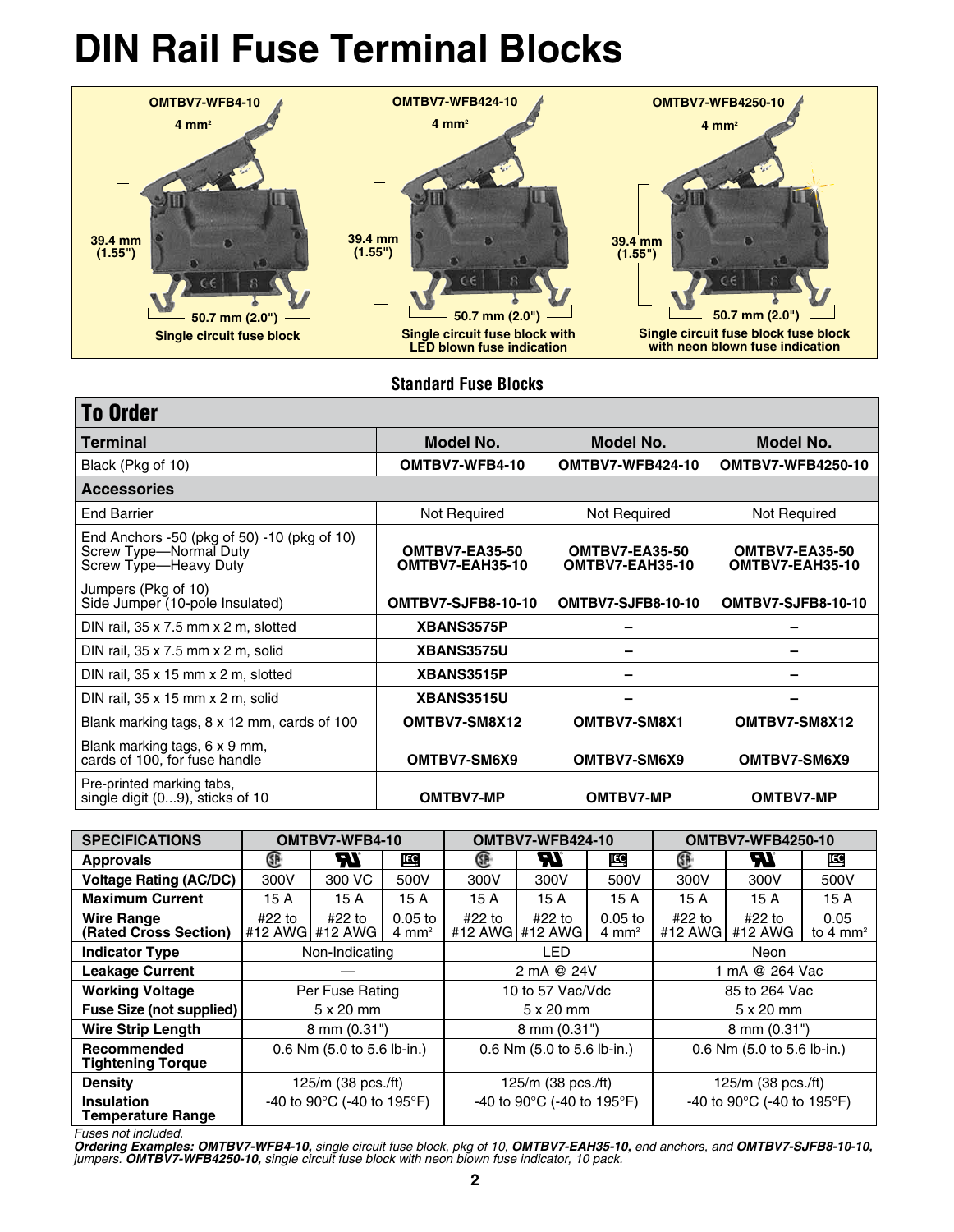# DIN Rail Fuse Terminal Blocks

OMTBV7-WFB4-10
4 mm²
39.4 mm (1.55")
50.7 mm (2.0")
Single circuit fuse block

OMTBV7-WFB424-10
4 mm²
39.4 mm (1.55")
50.7 mm (2.0")
Single circuit fuse block with LED blown fuse indication

OMTBV7-WFB4250-10
4 mm²
39.4 mm (1.55")
50.7 mm (2.0")
Single circuit fuse block fuse block with neon blown fuse indication

### Standard Fuse Blocks

| To Order | | | |
|---|---|---|---|
| **Terminal** | **Model No.** | **Model No.** | **Model No.** |
| Black (Pkg of 10) | **OMTBV7-WFB4-10** | **OMTBV7-WFB424-10** | **OMTBV7-WFB4250-10** |
| **Accessories** | | | |
| End Barrier | Not Required | Not Required | Not Required |
| End Anchors -50 (pkg of 50) -10 (pkg of 10) Screw Type—Normal Duty Screw Type—Heavy Duty | **OMTBV7-EA35-50 OMTBV7-EAH35-10** | **OMTBV7-EA35-50 OMTBV7-EAH35-10** | **OMTBV7-EA35-50 OMTBV7-EAH35-10** |
| Jumpers (Pkg of 10) Side Jumper (10-pole Insulated) | **OMTBV7-SJFB8-10-10** | **OMTBV7-SJFB8-10-10** | **OMTBV7-SJFB8-10-10** |
| DIN rail, 35 x 7.5 mm x 2 m, slotted | **XBANS3575P** | – | – |
| DIN rail, 35 x 7.5 mm x 2 m, solid | **XBANS3575U** | – | – |
| DIN rail, 35 x 15 mm x 2 m, slotted | **XBANS3515P** | – | – |
| DIN rail, 35 x 15 mm x 2 m, solid | **XBANS3515U** | – | – |
| Blank marking tags, 8 x 12 mm, cards of 100 | **OMTBV7-SM8X12** | **OMTBV7-SM8X1** | **OMTBV7-SM8X12** |
| Blank marking tags, 6 x 9 mm, cards of 100, for fuse handle | **OMTBV7-SM6X9** | **OMTBV7-SM6X9** | **OMTBV7-SM6X9** |
| Pre-printed marking tabs, single digit (0...9), sticks of 10 | **OMTBV7-MP** | **OMTBV7-MP** | **OMTBV7-MP** |

| SPECIFICATIONS | OMTBV7-WFB4-10 | | | OMTBV7-WFB424-10 | | | OMTBV7-WFB4250-10 | | |
|---|---|---|---|---|---|---|---|---|---|
| **Approvals** | CSA | UL | IEC | CSA | UL | IEC | CSA | UL | IEC |
| **Voltage Rating (AC/DC)** | 300V | 300 VC | 500V | 300V | 300V | 500V | 300V | 300V | 500V |
| **Maximum Current** | 15 A | 15 A | 15 A | 15 A | 15 A | 15 A | 15 A | 15 A | 15 A |
| **Wire Range (Rated Cross Section)** | #22 to #12 AWG | #22 to #12 AWG | 0.05 to 4 mm² | #22 to #12 AWG | #22 to #12 AWG | 0.05 to 4 mm² | #22 to #12 AWG | #22 to #12 AWG | 0.05 to 4 mm² |
| **Indicator Type** | Non-Indicating | | | LED | | | Neon | | |
| **Leakage Current** | — | | | 2 mA @ 24V | | | 1 mA @ 264 Vac | | |
| **Working Voltage** | Per Fuse Rating | | | 10 to 57 Vac/Vdc | | | 85 to 264 Vac | | |
| **Fuse Size (not supplied)** | 5 x 20 mm | | | 5 x 20 mm | | | 5 x 20 mm | | |
| **Wire Strip Length** | 8 mm (0.31") | | | 8 mm (0.31") | | | 8 mm (0.31") | | |
| **Recommended Tightening Torque** | 0.6 Nm (5.0 to 5.6 lb-in.) | | | 0.6 Nm (5.0 to 5.6 lb-in.) | | | 0.6 Nm (5.0 to 5.6 lb-in.) | | |
| **Density** | 125/m (38 pcs./ft) | | | 125/m (38 pcs./ft) | | | 125/m (38 pcs./ft) | | |
| **Insulation Temperature Range** | -40 to 90°C (-40 to 195°F) | | | -40 to 90°C (-40 to 195°F) | | | -40 to 90°C (-40 to 195°F) | | |

*Fuses not included.*

***Ordering Examples: OMTBV7-WFB4-10,** single circuit fuse block, pkg of 10, **OMTBV7-EAH35-10,** end anchors, and **OMTBV7-SJFB8-10-10,** jumpers. **OMTBV7-WFB4250-10,** single circuit fuse block with neon blown fuse indicator, 10 pack.*